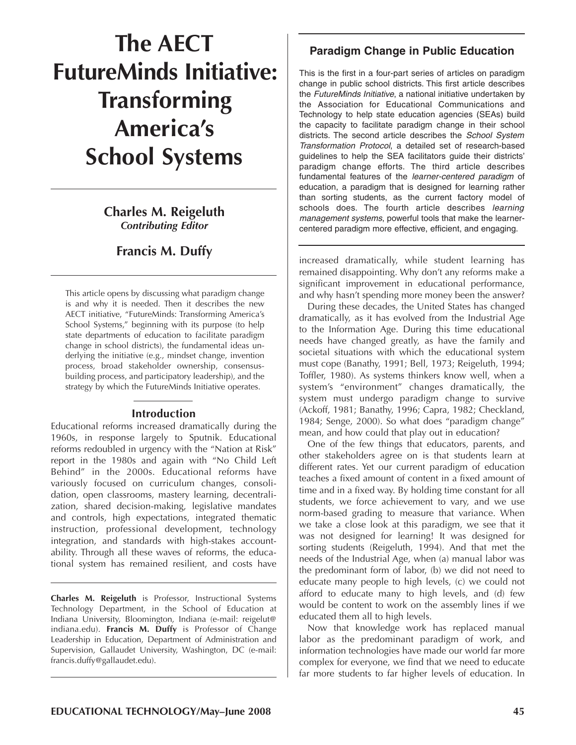# The AECT FutureMinds Initiative: Transforming America's School Systems

**Charles M. Reigeluth**
***Contributing Editor***

**Francis M. Duffy**

This article opens by discussing what paradigm change is and why it is needed. Then it describes the new AECT initiative, "FutureMinds: Transforming America's School Systems," beginning with its purpose (to help state departments of education to facilitate paradigm change in school districts), the fundamental ideas underlying the initiative (e.g., mindset change, invention process, broad stakeholder ownership, consensus-building process, and participatory leadership), and the strategy by which the FutureMinds Initiative operates.

**Charles M. Reigeluth** is Professor, Instructional Systems Technology Department, in the School of Education at Indiana University, Bloomington, Indiana (e-mail: reigelut@indiana.edu). **Francis M. Duffy** is Professor of Change Leadership in Education, Department of Administration and Supervision, Gallaudet University, Washington, DC (e-mail: francis.duffy@gallaudet.edu).

### Paradigm Change in Public Education

This is the first in a four-part series of articles on paradigm change in public school districts. This first article describes the *FutureMinds Initiative*, a national initiative undertaken by the Association for Educational Communications and Technology to help state education agencies (SEAs) build the capacity to facilitate paradigm change in their school districts. The second article describes the *School System Transformation Protocol*, a detailed set of research-based guidelines to help the SEA facilitators guide their districts' paradigm change efforts. The third article describes fundamental features of the *learner-centered paradigm* of education, a paradigm that is designed for learning rather than sorting students, as the current factory model of schools does. The fourth article describes *learning management systems*, powerful tools that make the learner-centered paradigm more effective, efficient, and engaging.

## Introduction

Educational reforms increased dramatically during the 1960s, in response largely to Sputnik. Educational reforms redoubled in urgency with the "Nation at Risk" report in the 1980s and again with "No Child Left Behind" in the 2000s. Educational reforms have variously focused on curriculum changes, consolidation, open classrooms, mastery learning, decentralization, shared decision-making, legislative mandates and controls, high expectations, integrated thematic instruction, professional development, technology integration, and standards with high-stakes accountability. Through all these waves of reforms, the educational system has remained resilient, and costs have increased dramatically, while student learning has remained disappointing. Why don't any reforms make a significant improvement in educational performance, and why hasn't spending more money been the answer?

During these decades, the United States has changed dramatically, as it has evolved from the Industrial Age to the Information Age. During this time educational needs have changed greatly, as have the family and societal situations with which the educational system must cope (Banathy, 1991; Bell, 1973; Reigeluth, 1994; Toffler, 1980). As systems thinkers know well, when a system's "environment" changes dramatically, the system must undergo paradigm change to survive (Ackoff, 1981; Banathy, 1996; Capra, 1982; Checkland, 1984; Senge, 2000). So what does "paradigm change" mean, and how could that play out in education?

One of the few things that educators, parents, and other stakeholders agree on is that students learn at different rates. Yet our current paradigm of education teaches a fixed amount of content in a fixed amount of time and in a fixed way. By holding time constant for all students, we force achievement to vary, and we use norm-based grading to measure that variance. When we take a close look at this paradigm, we see that it was not designed for learning! It was designed for sorting students (Reigeluth, 1994). And that met the needs of the Industrial Age, when (a) manual labor was the predominant form of labor, (b) we did not need to educate many people to high levels, (c) we could not afford to educate many to high levels, and (d) few would be content to work on the assembly lines if we educated them all to high levels.

Now that knowledge work has replaced manual labor as the predominant paradigm of work, and information technologies have made our world far more complex for everyone, we find that we need to educate far more students to far higher levels of education. In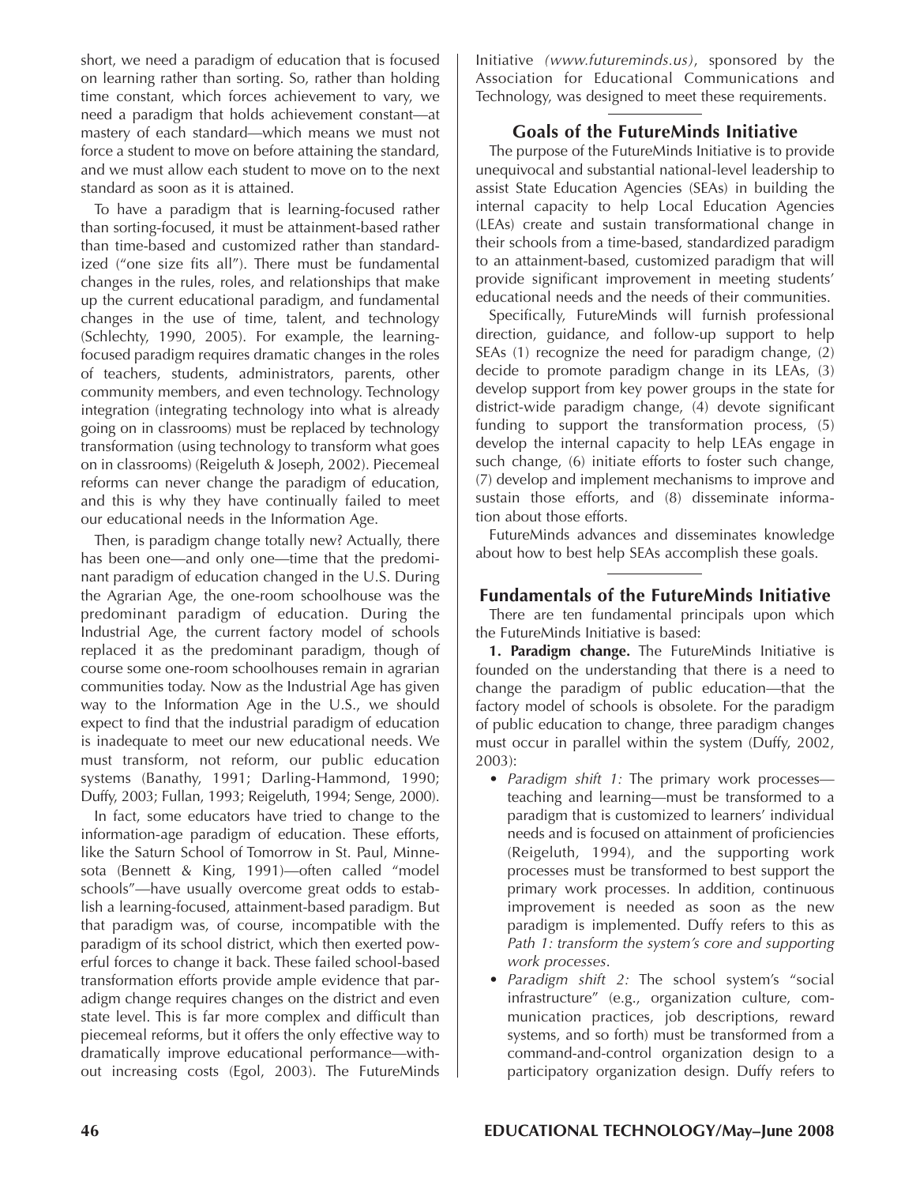short, we need a paradigm of education that is focused on learning rather than sorting. So, rather than holding time constant, which forces achievement to vary, we need a paradigm that holds achievement constant—at mastery of each standard—which means we must not force a student to move on before attaining the standard, and we must allow each student to move on to the next standard as soon as it is attained.

To have a paradigm that is learning-focused rather than sorting-focused, it must be attainment-based rather than time-based and customized rather than standardized ("one size fits all"). There must be fundamental changes in the rules, roles, and relationships that make up the current educational paradigm, and fundamental changes in the use of time, talent, and technology (Schlechty, 1990, 2005). For example, the learning-focused paradigm requires dramatic changes in the roles of teachers, students, administrators, parents, other community members, and even technology. Technology integration (integrating technology into what is already going on in classrooms) must be replaced by technology transformation (using technology to transform what goes on in classrooms) (Reigeluth & Joseph, 2002). Piecemeal reforms can never change the paradigm of education, and this is why they have continually failed to meet our educational needs in the Information Age.

Then, is paradigm change totally new? Actually, there has been one—and only one—time that the predominant paradigm of education changed in the U.S. During the Agrarian Age, the one-room schoolhouse was the predominant paradigm of education. During the Industrial Age, the current factory model of schools replaced it as the predominant paradigm, though of course some one-room schoolhouses remain in agrarian communities today. Now as the Industrial Age has given way to the Information Age in the U.S., we should expect to find that the industrial paradigm of education is inadequate to meet our new educational needs. We must transform, not reform, our public education systems (Banathy, 1991; Darling-Hammond, 1990; Duffy, 2003; Fullan, 1993; Reigeluth, 1994; Senge, 2000).

In fact, some educators have tried to change to the information-age paradigm of education. These efforts, like the Saturn School of Tomorrow in St. Paul, Minnesota (Bennett & King, 1991)—often called "model schools"—have usually overcome great odds to establish a learning-focused, attainment-based paradigm. But that paradigm was, of course, incompatible with the paradigm of its school district, which then exerted powerful forces to change it back. These failed school-based transformation efforts provide ample evidence that paradigm change requires changes on the district and even state level. This is far more complex and difficult than piecemeal reforms, but it offers the only effective way to dramatically improve educational performance—without increasing costs (Egol, 2003). The FutureMinds Initiative *(www.futureminds.us)*, sponsored by the Association for Educational Communications and Technology, was designed to meet these requirements.

## Goals of the FutureMinds Initiative

The purpose of the FutureMinds Initiative is to provide unequivocal and substantial national-level leadership to assist State Education Agencies (SEAs) in building the internal capacity to help Local Education Agencies (LEAs) create and sustain transformational change in their schools from a time-based, standardized paradigm to an attainment-based, customized paradigm that will provide significant improvement in meeting students' educational needs and the needs of their communities.

Specifically, FutureMinds will furnish professional direction, guidance, and follow-up support to help SEAs (1) recognize the need for paradigm change, (2) decide to promote paradigm change in its LEAs, (3) develop support from key power groups in the state for district-wide paradigm change, (4) devote significant funding to support the transformation process, (5) develop the internal capacity to help LEAs engage in such change, (6) initiate efforts to foster such change, (7) develop and implement mechanisms to improve and sustain those efforts, and (8) disseminate information about those efforts.

FutureMinds advances and disseminates knowledge about how to best help SEAs accomplish these goals.

## Fundamentals of the FutureMinds Initiative

There are ten fundamental principals upon which the FutureMinds Initiative is based:

**1. Paradigm change.** The FutureMinds Initiative is founded on the understanding that there is a need to change the paradigm of public education—that the factory model of schools is obsolete. For the paradigm of public education to change, three paradigm changes must occur in parallel within the system (Duffy, 2002, 2003):

- *Paradigm shift 1:* The primary work processes—teaching and learning—must be transformed to a paradigm that is customized to learners' individual needs and is focused on attainment of proficiencies (Reigeluth, 1994), and the supporting work processes must be transformed to best support the primary work processes. In addition, continuous improvement is needed as soon as the new paradigm is implemented. Duffy refers to this as *Path 1: transform the system's core and supporting work processes*.
- *Paradigm shift 2:* The school system's "social infrastructure" (e.g., organization culture, communication practices, job descriptions, reward systems, and so forth) must be transformed from a command-and-control organization design to a participatory organization design. Duffy refers to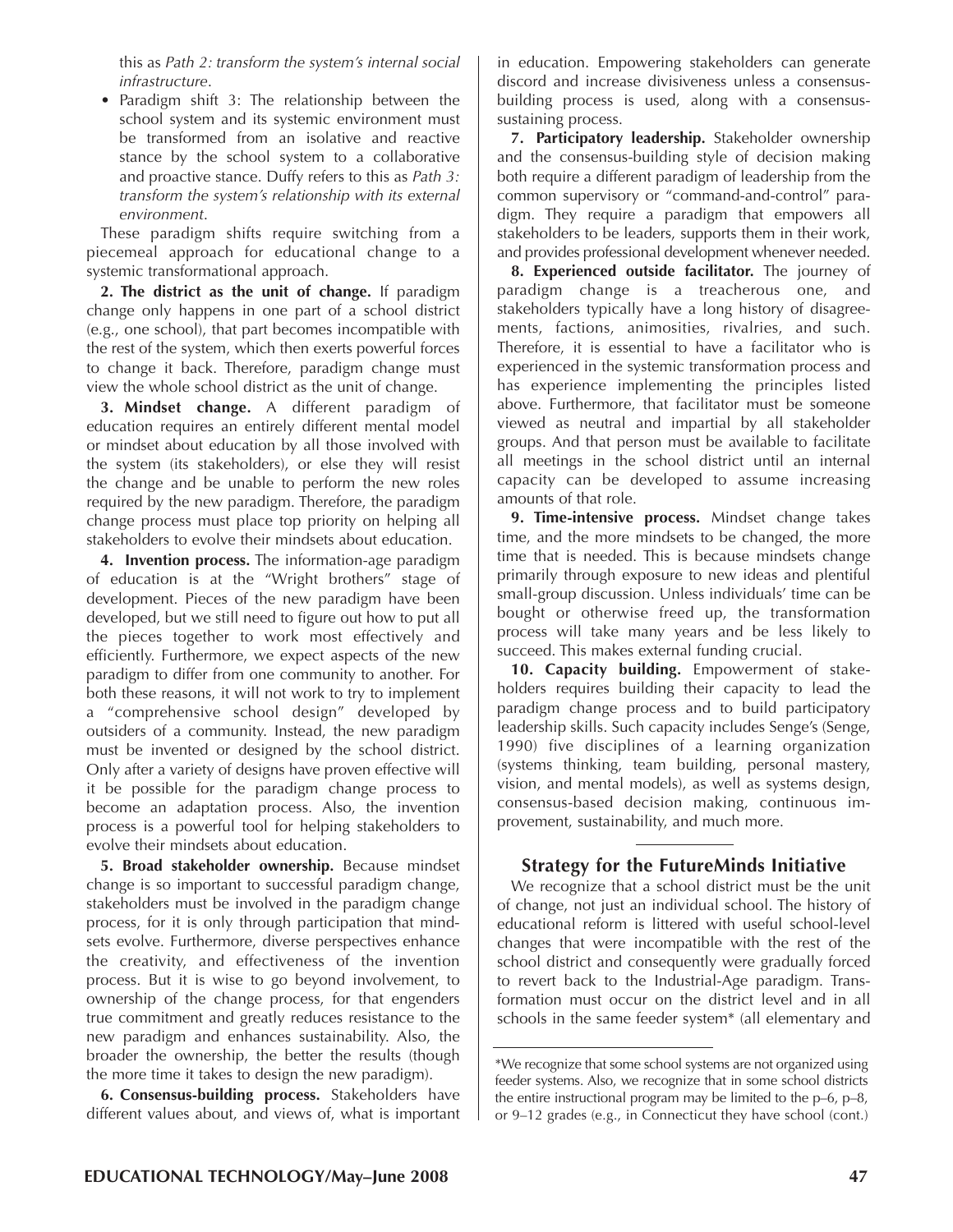this as *Path 2: transform the system's internal social infrastructure*.

- Paradigm shift 3: The relationship between the school system and its systemic environment must be transformed from an isolative and reactive stance by the school system to a collaborative and proactive stance. Duffy refers to this as *Path 3: transform the system's relationship with its external environment*.

These paradigm shifts require switching from a piecemeal approach for educational change to a systemic transformational approach.

**2. The district as the unit of change.** If paradigm change only happens in one part of a school district (e.g., one school), that part becomes incompatible with the rest of the system, which then exerts powerful forces to change it back. Therefore, paradigm change must view the whole school district as the unit of change.

**3. Mindset change.** A different paradigm of education requires an entirely different mental model or mindset about education by all those involved with the system (its stakeholders), or else they will resist the change and be unable to perform the new roles required by the new paradigm. Therefore, the paradigm change process must place top priority on helping all stakeholders to evolve their mindsets about education.

**4. Invention process.** The information-age paradigm of education is at the "Wright brothers" stage of development. Pieces of the new paradigm have been developed, but we still need to figure out how to put all the pieces together to work most effectively and efficiently. Furthermore, we expect aspects of the new paradigm to differ from one community to another. For both these reasons, it will not work to try to implement a "comprehensive school design" developed by outsiders of a community. Instead, the new paradigm must be invented or designed by the school district. Only after a variety of designs have proven effective will it be possible for the paradigm change process to become an adaptation process. Also, the invention process is a powerful tool for helping stakeholders to evolve their mindsets about education.

**5. Broad stakeholder ownership.** Because mindset change is so important to successful paradigm change, stakeholders must be involved in the paradigm change process, for it is only through participation that mindsets evolve. Furthermore, diverse perspectives enhance the creativity, and effectiveness of the invention process. But it is wise to go beyond involvement, to ownership of the change process, for that engenders true commitment and greatly reduces resistance to the new paradigm and enhances sustainability. Also, the broader the ownership, the better the results (though the more time it takes to design the new paradigm).

**6. Consensus-building process.** Stakeholders have different values about, and views of, what is important in education. Empowering stakeholders can generate discord and increase divisiveness unless a consensus-building process is used, along with a consensus-sustaining process.

**7. Participatory leadership.** Stakeholder ownership and the consensus-building style of decision making both require a different paradigm of leadership from the common supervisory or "command-and-control" paradigm. They require a paradigm that empowers all stakeholders to be leaders, supports them in their work, and provides professional development whenever needed.

**8. Experienced outside facilitator.** The journey of paradigm change is a treacherous one, and stakeholders typically have a long history of disagreements, factions, animosities, rivalries, and such. Therefore, it is essential to have a facilitator who is experienced in the systemic transformation process and has experience implementing the principles listed above. Furthermore, that facilitator must be someone viewed as neutral and impartial by all stakeholder groups. And that person must be available to facilitate all meetings in the school district until an internal capacity can be developed to assume increasing amounts of that role.

**9. Time-intensive process.** Mindset change takes time, and the more mindsets to be changed, the more time that is needed. This is because mindsets change primarily through exposure to new ideas and plentiful small-group discussion. Unless individuals' time can be bought or otherwise freed up, the transformation process will take many years and be less likely to succeed. This makes external funding crucial.

**10. Capacity building.** Empowerment of stakeholders requires building their capacity to lead the paradigm change process and to build participatory leadership skills. Such capacity includes Senge's (Senge, 1990) five disciplines of a learning organization (systems thinking, team building, personal mastery, vision, and mental models), as well as systems design, consensus-based decision making, continuous improvement, sustainability, and much more.

## Strategy for the FutureMinds Initiative

We recognize that a school district must be the unit of change, not just an individual school. The history of educational reform is littered with useful school-level changes that were incompatible with the rest of the school district and consequently were gradually forced to revert back to the Industrial-Age paradigm. Transformation must occur on the district level and in all schools in the same feeder system* (all elementary and

*We recognize that some school systems are not organized using feeder systems. Also, we recognize that in some school districts the entire instructional program may be limited to the p–6, p–8, or 9–12 grades (e.g., in Connecticut they have school (cont.)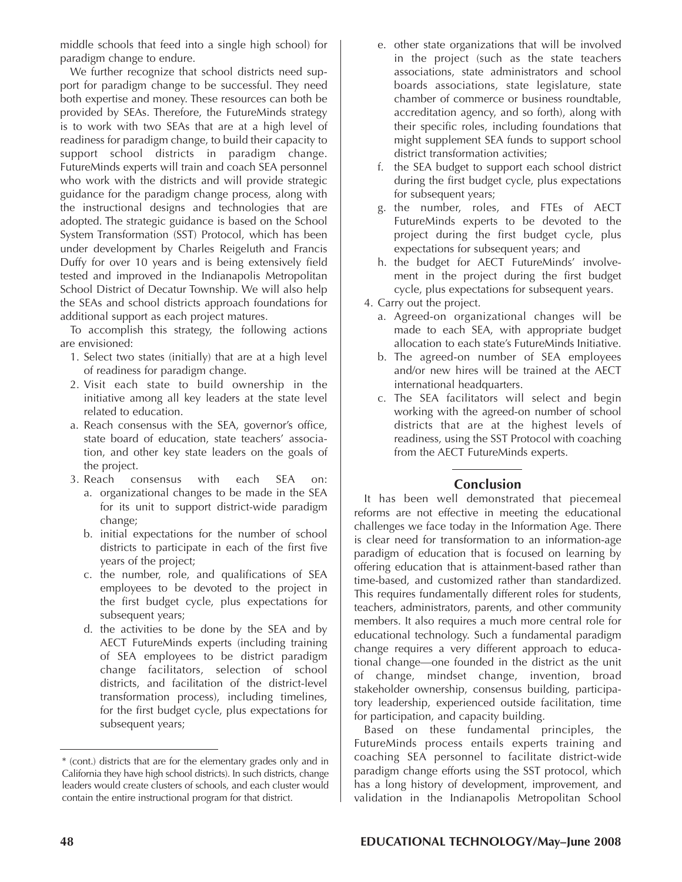middle schools that feed into a single high school) for paradigm change to endure.

We further recognize that school districts need support for paradigm change to be successful. They need both expertise and money. These resources can both be provided by SEAs. Therefore, the FutureMinds strategy is to work with two SEAs that are at a high level of readiness for paradigm change, to build their capacity to support school districts in paradigm change. FutureMinds experts will train and coach SEA personnel who work with the districts and will provide strategic guidance for the paradigm change process, along with the instructional designs and technologies that are adopted. The strategic guidance is based on the School System Transformation (SST) Protocol, which has been under development by Charles Reigeluth and Francis Duffy for over 10 years and is being extensively field tested and improved in the Indianapolis Metropolitan School District of Decatur Township. We will also help the SEAs and school districts approach foundations for additional support as each project matures.

To accomplish this strategy, the following actions are envisioned:

1. Select two states (initially) that are at a high level of readiness for paradigm change.
2. Visit each state to build ownership in the initiative among all key leaders at the state level related to education.
   a. Reach consensus with the SEA, governor's office, state board of education, state teachers' association, and other key state leaders on the goals of the project.
3. Reach consensus with each SEA on:
   a. organizational changes to be made in the SEA for its unit to support district-wide paradigm change;
   b. initial expectations for the number of school districts to participate in each of the first five years of the project;
   c. the number, role, and qualifications of SEA employees to be devoted to the project in the first budget cycle, plus expectations for subsequent years;
   d. the activities to be done by the SEA and by AECT FutureMinds experts (including training of SEA employees to be district paradigm change facilitators, selection of school districts, and facilitation of the district-level transformation process), including timelines, for the first budget cycle, plus expectations for subsequent years;
   e. other state organizations that will be involved in the project (such as the state teachers associations, state administrators and school boards associations, state legislature, state chamber of commerce or business roundtable, accreditation agency, and so forth), along with their specific roles, including foundations that might supplement SEA funds to support school district transformation activities;
   f. the SEA budget to support each school district during the first budget cycle, plus expectations for subsequent years;
   g. the number, roles, and FTEs of AECT FutureMinds experts to be devoted to the project during the first budget cycle, plus expectations for subsequent years; and
   h. the budget for AECT FutureMinds' involvement in the project during the first budget cycle, plus expectations for subsequent years.
4. Carry out the project.
   a. Agreed-on organizational changes will be made to each SEA, with appropriate budget allocation to each state's FutureMinds Initiative.
   b. The agreed-on number of SEA employees and/or new hires will be trained at the AECT international headquarters.
   c. The SEA facilitators will select and begin working with the agreed-on number of school districts that are at the highest levels of readiness, using the SST Protocol with coaching from the AECT FutureMinds experts.

## Conclusion

It has been well demonstrated that piecemeal reforms are not effective in meeting the educational challenges we face today in the Information Age. There is clear need for transformation to an information-age paradigm of education that is focused on learning by offering education that is attainment-based rather than time-based, and customized rather than standardized. This requires fundamentally different roles for students, teachers, administrators, parents, and other community members. It also requires a much more central role for educational technology. Such a fundamental paradigm change requires a very different approach to educational change—one founded in the district as the unit of change, mindset change, invention, broad stakeholder ownership, consensus building, participatory leadership, experienced outside facilitation, time for participation, and capacity building.

Based on these fundamental principles, the FutureMinds process entails experts training and coaching SEA personnel to facilitate district-wide paradigm change efforts using the SST protocol, which has a long history of development, improvement, and validation in the Indianapolis Metropolitan School

---

* (cont.) districts that are for the elementary grades only and in California they have high school districts). In such districts, change leaders would create clusters of schools, and each cluster would contain the entire instructional program for that district.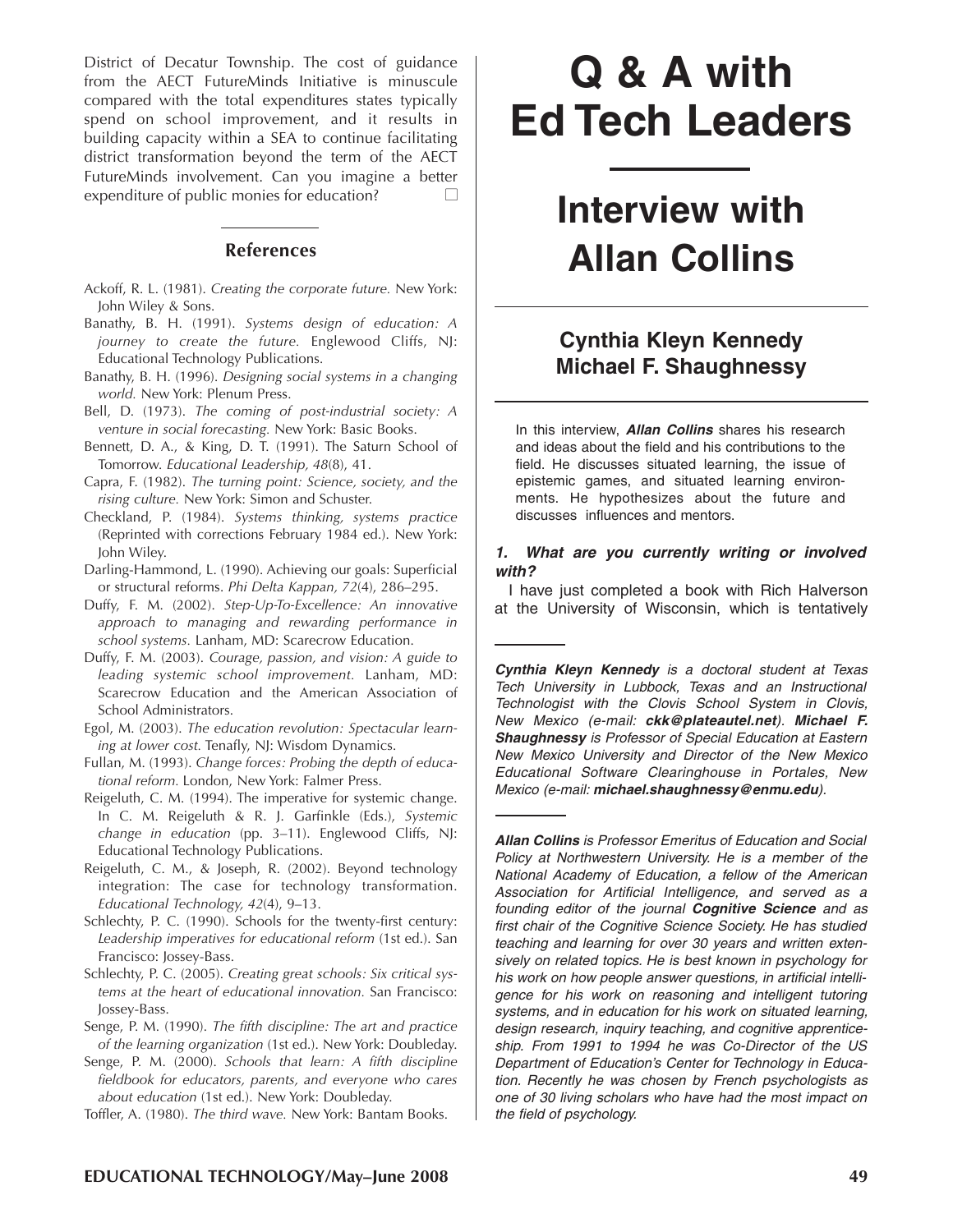District of Decatur Township. The cost of guidance from the AECT FutureMinds Initiative is minuscule compared with the total expenditures states typically spend on school improvement, and it results in building capacity within a SEA to continue facilitating district transformation beyond the term of the AECT FutureMinds involvement. Can you imagine a better expenditure of public monies for education? □

## References

Ackoff, R. L. (1981). *Creating the corporate future.* New York: John Wiley & Sons.

Banathy, B. H. (1991). *Systems design of education: A journey to create the future.* Englewood Cliffs, NJ: Educational Technology Publications.

Banathy, B. H. (1996). *Designing social systems in a changing world.* New York: Plenum Press.

Bell, D. (1973). *The coming of post-industrial society: A venture in social forecasting.* New York: Basic Books.

Bennett, D. A., & King, D. T. (1991). The Saturn School of Tomorrow. *Educational Leadership, 48*(8), 41.

Capra, F. (1982). *The turning point: Science, society, and the rising culture.* New York: Simon and Schuster.

Checkland, P. (1984). *Systems thinking, systems practice* (Reprinted with corrections February 1984 ed.). New York: John Wiley.

Darling-Hammond, L. (1990). Achieving our goals: Superficial or structural reforms. *Phi Delta Kappan, 72*(4), 286–295.

Duffy, F. M. (2002). *Step-Up-To-Excellence: An innovative approach to managing and rewarding performance in school systems.* Lanham, MD: Scarecrow Education.

Duffy, F. M. (2003). *Courage, passion, and vision: A guide to leading systemic school improvement.* Lanham, MD: Scarecrow Education and the American Association of School Administrators.

Egol, M. (2003). *The education revolution: Spectacular learning at lower cost.* Tenafly, NJ: Wisdom Dynamics.

Fullan, M. (1993). *Change forces: Probing the depth of educational reform.* London, New York: Falmer Press.

Reigeluth, C. M. (1994). The imperative for systemic change. In C. M. Reigeluth & R. J. Garfinkle (Eds.), *Systemic change in education* (pp. 3–11). Englewood Cliffs, NJ: Educational Technology Publications.

Reigeluth, C. M., & Joseph, R. (2002). Beyond technology integration: The case for technology transformation. *Educational Technology, 42*(4), 9–13.

Schlechty, P. C. (1990). Schools for the twenty-first century: *Leadership imperatives for educational reform* (1st ed.). San Francisco: Jossey-Bass.

Schlechty, P. C. (2005). *Creating great schools: Six critical systems at the heart of educational innovation.* San Francisco: Jossey-Bass.

Senge, P. M. (1990). *The fifth discipline: The art and practice of the learning organization* (1st ed.). New York: Doubleday.

Senge, P. M. (2000). *Schools that learn: A fifth discipline fieldbook for educators, parents, and everyone who cares about education* (1st ed.). New York: Doubleday.

Toffler, A. (1980). *The third wave.* New York: Bantam Books.

# Q & A with Ed Tech Leaders

# Interview with Allan Collins

### Cynthia Kleyn Kennedy
### Michael F. Shaughnessy

In this interview, ***Allan Collins*** shares his research and ideas about the field and his contributions to the field. He discusses situated learning, the issue of epistemic games, and situated learning environments. He hypothesizes about the future and discusses influences and mentors.

***1. What are you currently writing or involved with?***

I have just completed a book with Rich Halverson at the University of Wisconsin, which is tentatively

***Cynthia Kleyn Kennedy*** *is a doctoral student at Texas Tech University in Lubbock, Texas and an Instructional Technologist with the Clovis School System in Clovis, New Mexico (e-mail:* ***ckk@plateautel.net****).* ***Michael F. Shaughnessy*** *is Professor of Special Education at Eastern New Mexico University and Director of the New Mexico Educational Software Clearinghouse in Portales, New Mexico (e-mail:* ***michael.shaughnessy@enmu.edu****).*

***Allan Collins*** *is Professor Emeritus of Education and Social Policy at Northwestern University. He is a member of the National Academy of Education, a fellow of the American Association for Artificial Intelligence, and served as a founding editor of the journal* ***Cognitive Science*** *and as first chair of the Cognitive Science Society. He has studied teaching and learning for over 30 years and written extensively on related topics. He is best known in psychology for his work on how people answer questions, in artificial intelligence for his work on reasoning and intelligent tutoring systems, and in education for his work on situated learning, design research, inquiry teaching, and cognitive apprenticeship. From 1991 to 1994 he was Co-Director of the US Department of Education's Center for Technology in Education. Recently he was chosen by French psychologists as one of 30 living scholars who have had the most impact on the field of psychology.*